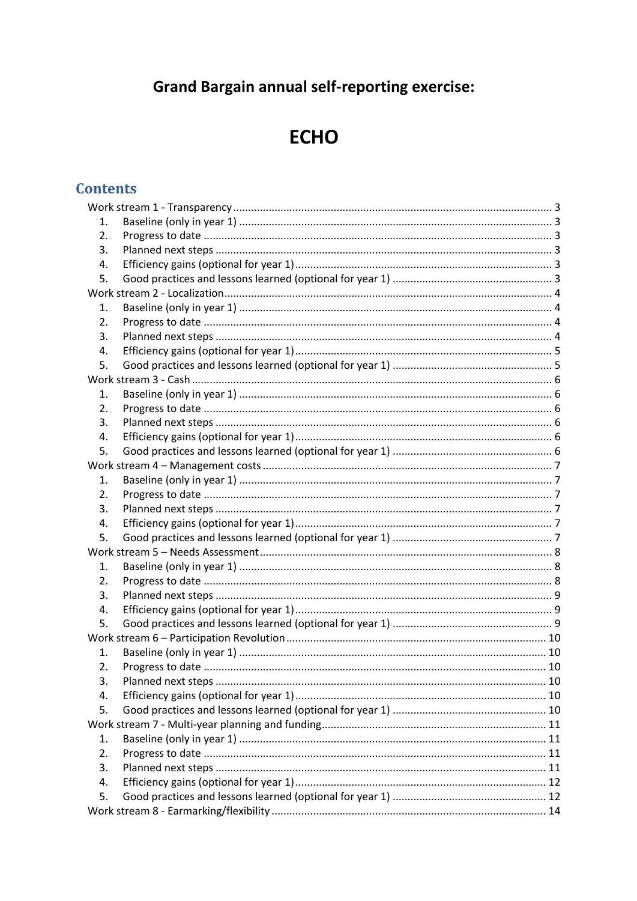# Grand Bargain annual self-reporting exercise:

# ECHO

## Contents

- Work stream 1 - Transparency ........ 3
  1. Baseline (only in year 1) ........ 3
  2. Progress to date ........ 3
  3. Planned next steps ........ 3
  4. Efficiency gains (optional for year 1) ........ 3
  5. Good practices and lessons learned (optional for year 1) ........ 3
- Work stream 2 - Localization ........ 4
  1. Baseline (only in year 1) ........ 4
  2. Progress to date ........ 4
  3. Planned next steps ........ 4
  4. Efficiency gains (optional for year 1) ........ 5
  5. Good practices and lessons learned (optional for year 1) ........ 5
- Work stream 3 - Cash ........ 6
  1. Baseline (only in year 1) ........ 6
  2. Progress to date ........ 6
  3. Planned next steps ........ 6
  4. Efficiency gains (optional for year 1) ........ 6
  5. Good practices and lessons learned (optional for year 1) ........ 6
- Work stream 4 – Management costs ........ 7
  1. Baseline (only in year 1) ........ 7
  2. Progress to date ........ 7
  3. Planned next steps ........ 7
  4. Efficiency gains (optional for year 1) ........ 7
  5. Good practices and lessons learned (optional for year 1) ........ 7
- Work stream 5 – Needs Assessment ........ 8
  1. Baseline (only in year 1) ........ 8
  2. Progress to date ........ 8
  3. Planned next steps ........ 9
  4. Efficiency gains (optional for year 1) ........ 9
  5. Good practices and lessons learned (optional for year 1) ........ 9
- Work stream 6 – Participation Revolution ........ 10
  1. Baseline (only in year 1) ........ 10
  2. Progress to date ........ 10
  3. Planned next steps ........ 10
  4. Efficiency gains (optional for year 1) ........ 10
  5. Good practices and lessons learned (optional for year 1) ........ 10
- Work stream 7 - Multi-year planning and funding ........ 11
  1. Baseline (only in year 1) ........ 11
  2. Progress to date ........ 11
  3. Planned next steps ........ 11
  4. Efficiency gains (optional for year 1) ........ 12
  5. Good practices and lessons learned (optional for year 1) ........ 12
- Work stream 8 - Earmarking/flexibility ........ 14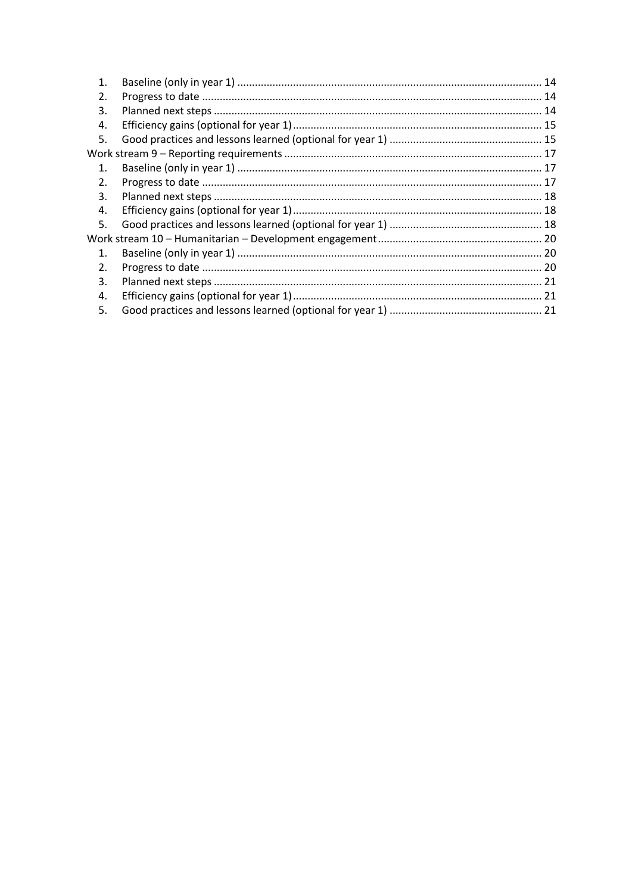1. Baseline (only in year 1) ........................................................................................................ 14
2. Progress to date ........................................................................................................ 14
3. Planned next steps ........................................................................................................ 14
4. Efficiency gains (optional for year 1) ........................................................................................................ 15
5. Good practices and lessons learned (optional for year 1) ........................................................................................................ 15

Work stream 9 – Reporting requirements ........................................................................................................ 17

1. Baseline (only in year 1) ........................................................................................................ 17
2. Progress to date ........................................................................................................ 17
3. Planned next steps ........................................................................................................ 18
4. Efficiency gains (optional for year 1) ........................................................................................................ 18
5. Good practices and lessons learned (optional for year 1) ........................................................................................................ 18

Work stream 10 – Humanitarian – Development engagement ........................................................................................................ 20

1. Baseline (only in year 1) ........................................................................................................ 20
2. Progress to date ........................................................................................................ 20
3. Planned next steps ........................................................................................................ 21
4. Efficiency gains (optional for year 1) ........................................................................................................ 21
5. Good practices and lessons learned (optional for year 1) ........................................................................................................ 21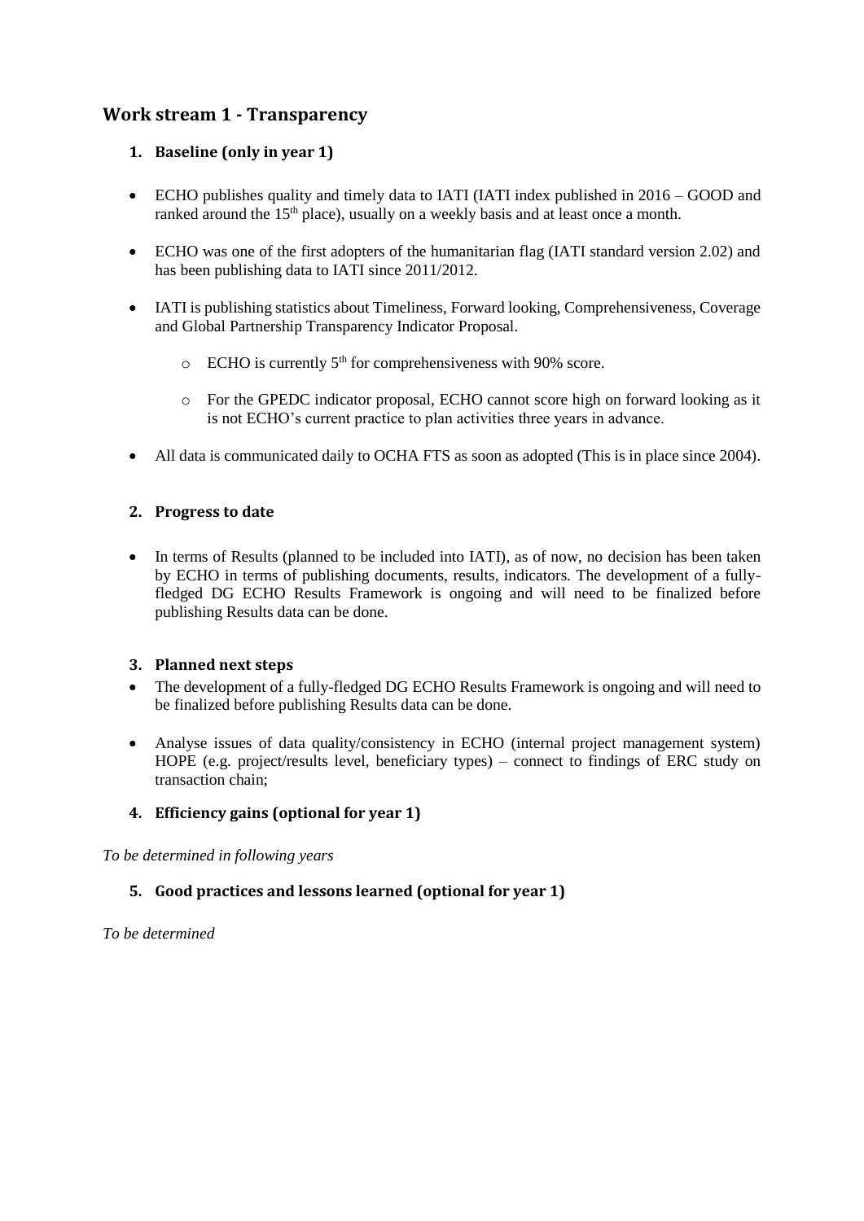## Work stream 1 - Transparency

### 1. Baseline (only in year 1)

- ECHO publishes quality and timely data to IATI (IATI index published in 2016 – GOOD and ranked around the 15th place), usually on a weekly basis and at least once a month.
- ECHO was one of the first adopters of the humanitarian flag (IATI standard version 2.02) and has been publishing data to IATI since 2011/2012.
- IATI is publishing statistics about Timeliness, Forward looking, Comprehensiveness, Coverage and Global Partnership Transparency Indicator Proposal.
  - ECHO is currently 5th for comprehensiveness with 90% score.
  - For the GPEDC indicator proposal, ECHO cannot score high on forward looking as it is not ECHO's current practice to plan activities three years in advance.
- All data is communicated daily to OCHA FTS as soon as adopted (This is in place since 2004).

### 2. Progress to date

- In terms of Results (planned to be included into IATI), as of now, no decision has been taken by ECHO in terms of publishing documents, results, indicators. The development of a fully-fledged DG ECHO Results Framework is ongoing and will need to be finalized before publishing Results data can be done.

### 3. Planned next steps

- The development of a fully-fledged DG ECHO Results Framework is ongoing and will need to be finalized before publishing Results data can be done.
- Analyse issues of data quality/consistency in ECHO (internal project management system) HOPE (e.g. project/results level, beneficiary types) – connect to findings of ERC study on transaction chain;

### 4. Efficiency gains (optional for year 1)

*To be determined in following years*

### 5. Good practices and lessons learned (optional for year 1)

*To be determined*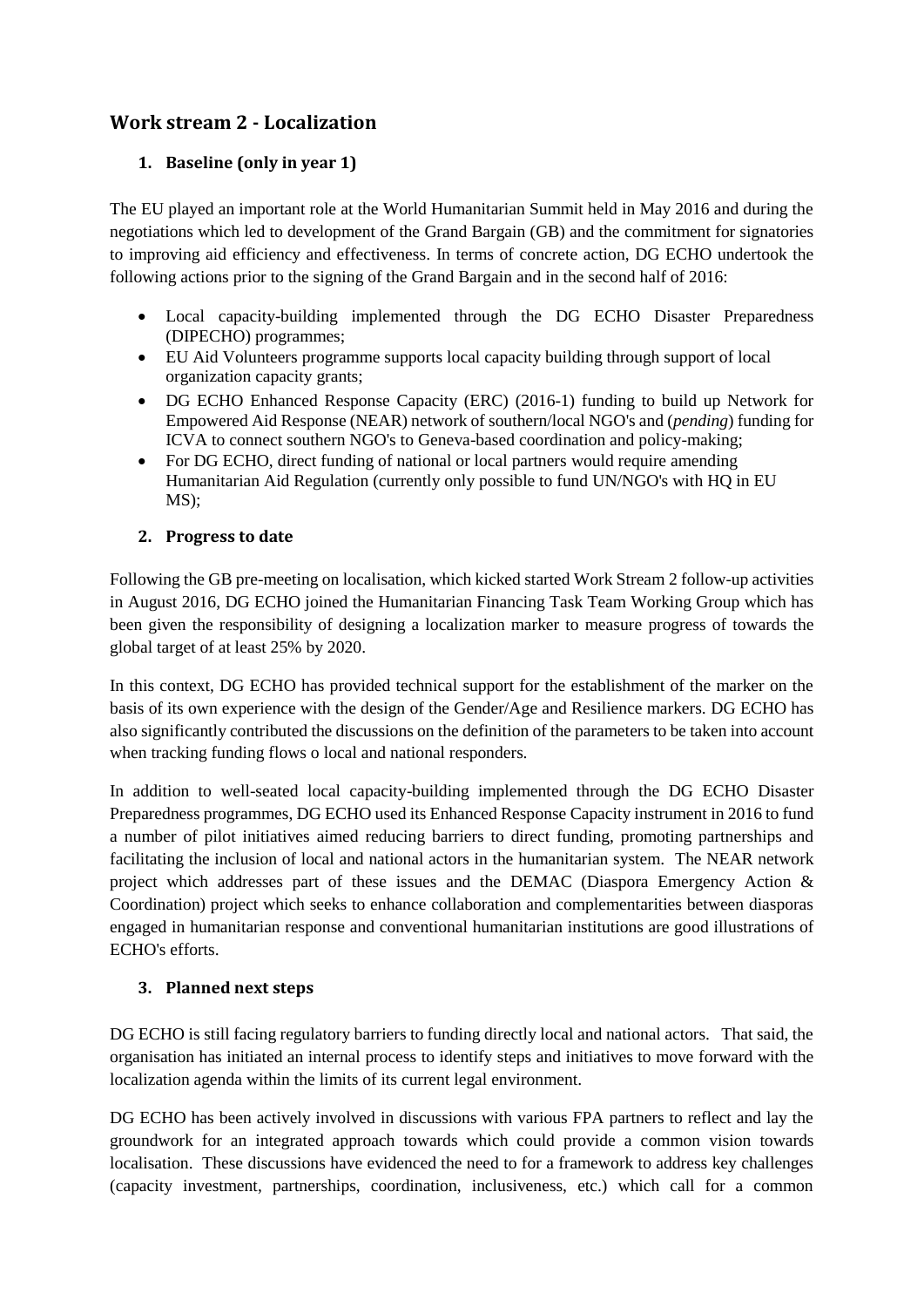## Work stream 2 - Localization

### 1. Baseline (only in year 1)

The EU played an important role at the World Humanitarian Summit held in May 2016 and during the negotiations which led to development of the Grand Bargain (GB) and the commitment for signatories to improving aid efficiency and effectiveness. In terms of concrete action, DG ECHO undertook the following actions prior to the signing of the Grand Bargain and in the second half of 2016:

- Local capacity-building implemented through the DG ECHO Disaster Preparedness (DIPECHO) programmes;
- EU Aid Volunteers programme supports local capacity building through support of local organization capacity grants;
- DG ECHO Enhanced Response Capacity (ERC) (2016-1) funding to build up Network for Empowered Aid Response (NEAR) network of southern/local NGO's and (*pending*) funding for ICVA to connect southern NGO's to Geneva-based coordination and policy-making;
- For DG ECHO, direct funding of national or local partners would require amending Humanitarian Aid Regulation (currently only possible to fund UN/NGO's with HQ in EU MS);

### 2. Progress to date

Following the GB pre-meeting on localisation, which kicked started Work Stream 2 follow-up activities in August 2016, DG ECHO joined the Humanitarian Financing Task Team Working Group which has been given the responsibility of designing a localization marker to measure progress of towards the global target of at least 25% by 2020.

In this context, DG ECHO has provided technical support for the establishment of the marker on the basis of its own experience with the design of the Gender/Age and Resilience markers. DG ECHO has also significantly contributed the discussions on the definition of the parameters to be taken into account when tracking funding flows o local and national responders.

In addition to well-seated local capacity-building implemented through the DG ECHO Disaster Preparedness programmes, DG ECHO used its Enhanced Response Capacity instrument in 2016 to fund a number of pilot initiatives aimed reducing barriers to direct funding, promoting partnerships and facilitating the inclusion of local and national actors in the humanitarian system. The NEAR network project which addresses part of these issues and the DEMAC (Diaspora Emergency Action & Coordination) project which seeks to enhance collaboration and complementarities between diasporas engaged in humanitarian response and conventional humanitarian institutions are good illustrations of ECHO's efforts.

### 3. Planned next steps

DG ECHO is still facing regulatory barriers to funding directly local and national actors. That said, the organisation has initiated an internal process to identify steps and initiatives to move forward with the localization agenda within the limits of its current legal environment.

DG ECHO has been actively involved in discussions with various FPA partners to reflect and lay the groundwork for an integrated approach towards which could provide a common vision towards localisation. These discussions have evidenced the need to for a framework to address key challenges (capacity investment, partnerships, coordination, inclusiveness, etc.) which call for a common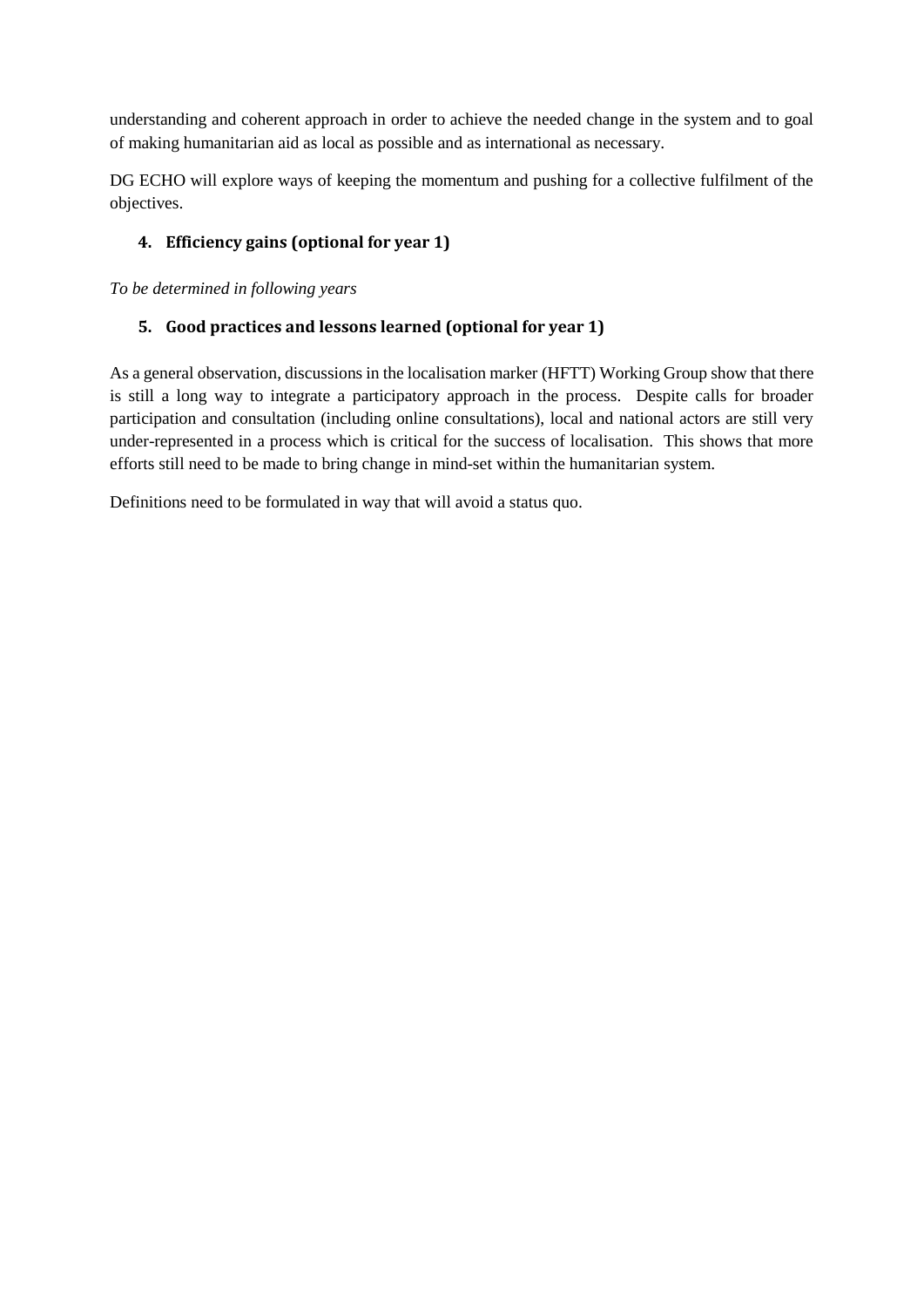understanding and coherent approach in order to achieve the needed change in the system and to goal of making humanitarian aid as local as possible and as international as necessary.

DG ECHO will explore ways of keeping the momentum and pushing for a collective fulfilment of the objectives.

## 4. Efficiency gains (optional for year 1)

*To be determined in following years*

## 5. Good practices and lessons learned (optional for year 1)

As a general observation, discussions in the localisation marker (HFTT) Working Group show that there is still a long way to integrate a participatory approach in the process. Despite calls for broader participation and consultation (including online consultations), local and national actors are still very under-represented in a process which is critical for the success of localisation. This shows that more efforts still need to be made to bring change in mind-set within the humanitarian system.

Definitions need to be formulated in way that will avoid a status quo.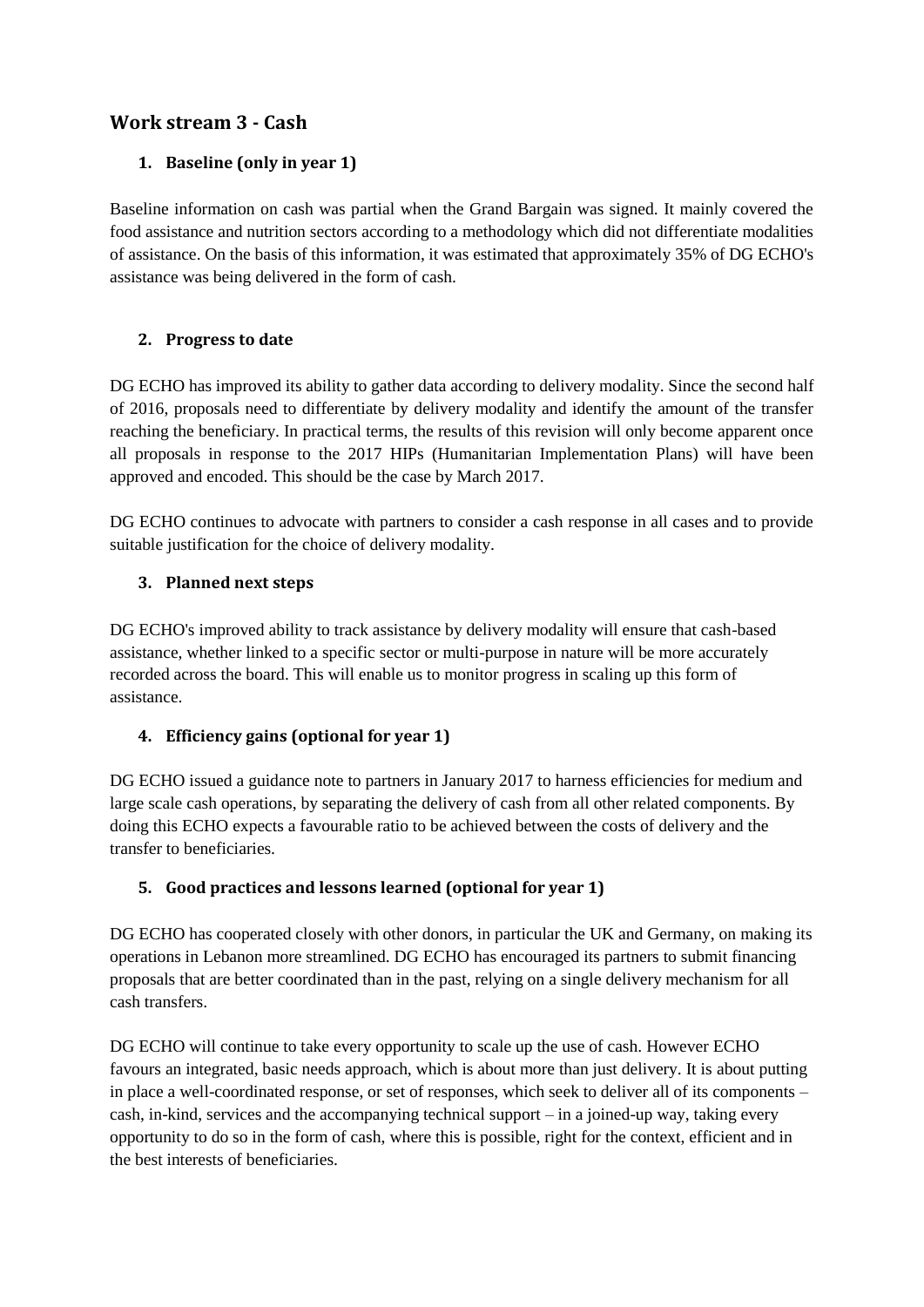## Work stream 3 - Cash

### 1. Baseline (only in year 1)

Baseline information on cash was partial when the Grand Bargain was signed. It mainly covered the food assistance and nutrition sectors according to a methodology which did not differentiate modalities of assistance. On the basis of this information, it was estimated that approximately 35% of DG ECHO's assistance was being delivered in the form of cash.

### 2. Progress to date

DG ECHO has improved its ability to gather data according to delivery modality. Since the second half of 2016, proposals need to differentiate by delivery modality and identify the amount of the transfer reaching the beneficiary. In practical terms, the results of this revision will only become apparent once all proposals in response to the 2017 HIPs (Humanitarian Implementation Plans) will have been approved and encoded. This should be the case by March 2017.

DG ECHO continues to advocate with partners to consider a cash response in all cases and to provide suitable justification for the choice of delivery modality.

### 3. Planned next steps

DG ECHO's improved ability to track assistance by delivery modality will ensure that cash-based assistance, whether linked to a specific sector or multi-purpose in nature will be more accurately recorded across the board. This will enable us to monitor progress in scaling up this form of assistance.

### 4. Efficiency gains (optional for year 1)

DG ECHO issued a guidance note to partners in January 2017 to harness efficiencies for medium and large scale cash operations, by separating the delivery of cash from all other related components. By doing this ECHO expects a favourable ratio to be achieved between the costs of delivery and the transfer to beneficiaries.

### 5. Good practices and lessons learned (optional for year 1)

DG ECHO has cooperated closely with other donors, in particular the UK and Germany, on making its operations in Lebanon more streamlined. DG ECHO has encouraged its partners to submit financing proposals that are better coordinated than in the past, relying on a single delivery mechanism for all cash transfers.

DG ECHO will continue to take every opportunity to scale up the use of cash. However ECHO favours an integrated, basic needs approach, which is about more than just delivery. It is about putting in place a well-coordinated response, or set of responses, which seek to deliver all of its components – cash, in-kind, services and the accompanying technical support – in a joined-up way, taking every opportunity to do so in the form of cash, where this is possible, right for the context, efficient and in the best interests of beneficiaries.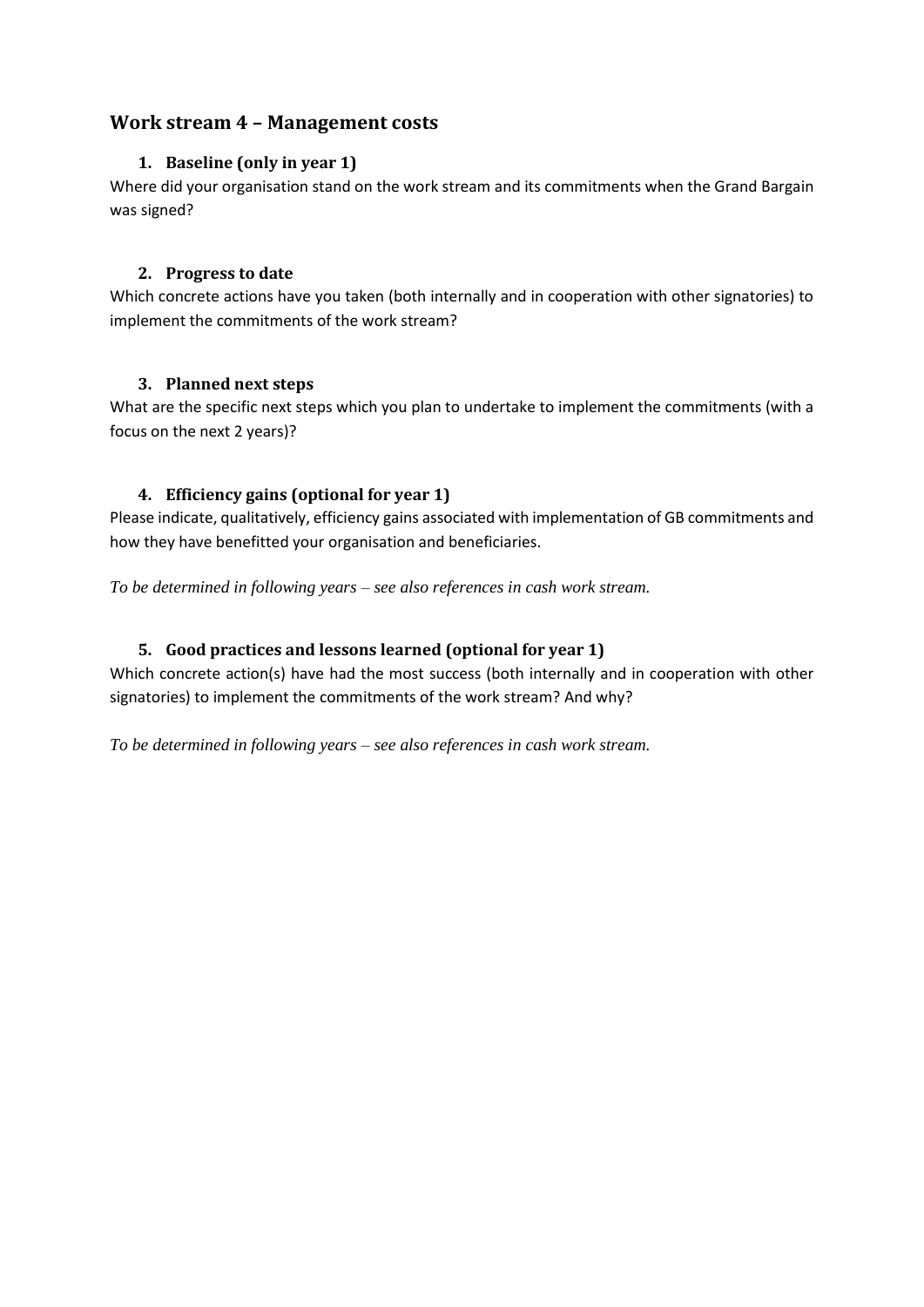## Work stream 4 – Management costs

### 1. Baseline (only in year 1)

Where did your organisation stand on the work stream and its commitments when the Grand Bargain was signed?

### 2. Progress to date

Which concrete actions have you taken (both internally and in cooperation with other signatories) to implement the commitments of the work stream?

### 3. Planned next steps

What are the specific next steps which you plan to undertake to implement the commitments (with a focus on the next 2 years)?

### 4. Efficiency gains (optional for year 1)

Please indicate, qualitatively, efficiency gains associated with implementation of GB commitments and how they have benefitted your organisation and beneficiaries.

*To be determined in following years – see also references in cash work stream.*

### 5. Good practices and lessons learned (optional for year 1)

Which concrete action(s) have had the most success (both internally and in cooperation with other signatories) to implement the commitments of the work stream? And why?

*To be determined in following years – see also references in cash work stream.*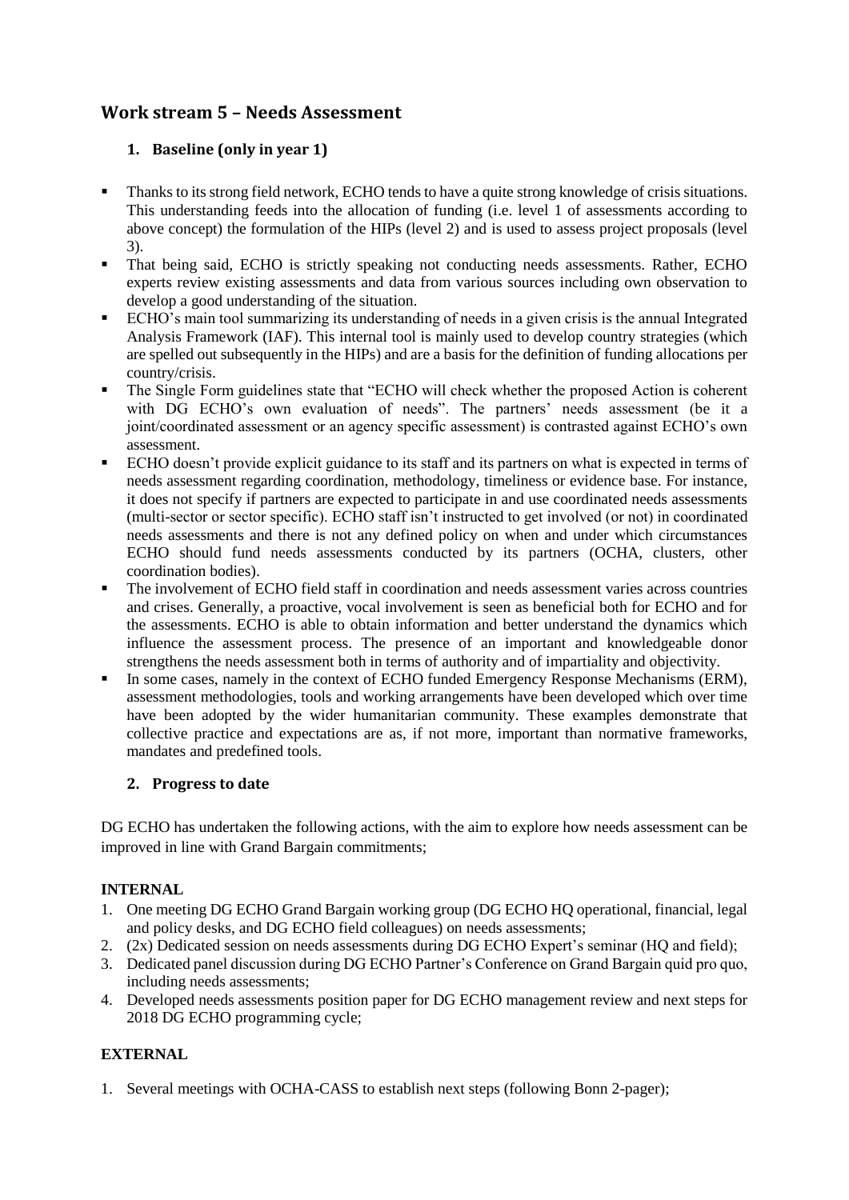## Work stream 5 – Needs Assessment

### 1. Baseline (only in year 1)

- Thanks to its strong field network, ECHO tends to have a quite strong knowledge of crisis situations. This understanding feeds into the allocation of funding (i.e. level 1 of assessments according to above concept) the formulation of the HIPs (level 2) and is used to assess project proposals (level 3).
- That being said, ECHO is strictly speaking not conducting needs assessments. Rather, ECHO experts review existing assessments and data from various sources including own observation to develop a good understanding of the situation.
- ECHO's main tool summarizing its understanding of needs in a given crisis is the annual Integrated Analysis Framework (IAF). This internal tool is mainly used to develop country strategies (which are spelled out subsequently in the HIPs) and are a basis for the definition of funding allocations per country/crisis.
- The Single Form guidelines state that "ECHO will check whether the proposed Action is coherent with DG ECHO's own evaluation of needs". The partners' needs assessment (be it a joint/coordinated assessment or an agency specific assessment) is contrasted against ECHO's own assessment.
- ECHO doesn't provide explicit guidance to its staff and its partners on what is expected in terms of needs assessment regarding coordination, methodology, timeliness or evidence base. For instance, it does not specify if partners are expected to participate in and use coordinated needs assessments (multi-sector or sector specific). ECHO staff isn't instructed to get involved (or not) in coordinated needs assessments and there is not any defined policy on when and under which circumstances ECHO should fund needs assessments conducted by its partners (OCHA, clusters, other coordination bodies).
- The involvement of ECHO field staff in coordination and needs assessment varies across countries and crises. Generally, a proactive, vocal involvement is seen as beneficial both for ECHO and for the assessments. ECHO is able to obtain information and better understand the dynamics which influence the assessment process. The presence of an important and knowledgeable donor strengthens the needs assessment both in terms of authority and of impartiality and objectivity.
- In some cases, namely in the context of ECHO funded Emergency Response Mechanisms (ERM), assessment methodologies, tools and working arrangements have been developed which over time have been adopted by the wider humanitarian community. These examples demonstrate that collective practice and expectations are as, if not more, important than normative frameworks, mandates and predefined tools.

### 2. Progress to date

DG ECHO has undertaken the following actions, with the aim to explore how needs assessment can be improved in line with Grand Bargain commitments;

**INTERNAL**

1. One meeting DG ECHO Grand Bargain working group (DG ECHO HQ operational, financial, legal and policy desks, and DG ECHO field colleagues) on needs assessments;
2. (2x) Dedicated session on needs assessments during DG ECHO Expert's seminar (HQ and field);
3. Dedicated panel discussion during DG ECHO Partner's Conference on Grand Bargain quid pro quo, including needs assessments;
4. Developed needs assessments position paper for DG ECHO management review and next steps for 2018 DG ECHO programming cycle;

**EXTERNAL**

1. Several meetings with OCHA-CASS to establish next steps (following Bonn 2-pager);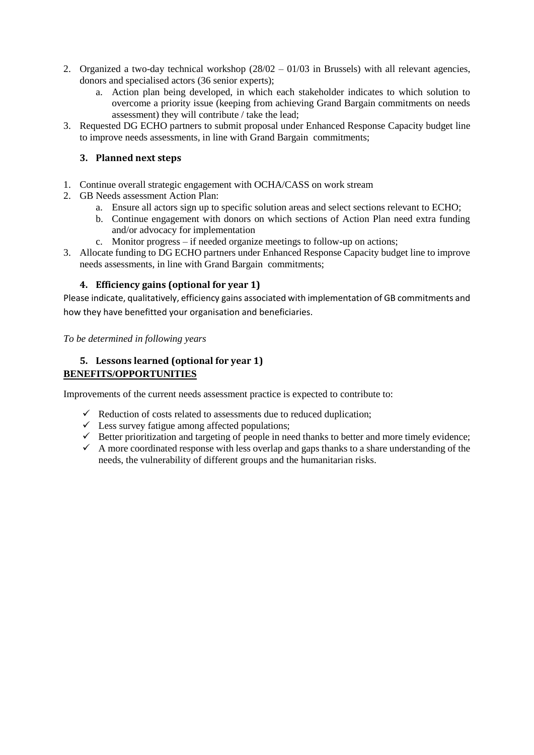2. Organized a two-day technical workshop (28/02 – 01/03 in Brussels) with all relevant agencies, donors and specialised actors (36 senior experts);
   a. Action plan being developed, in which each stakeholder indicates to which solution to overcome a priority issue (keeping from achieving Grand Bargain commitments on needs assessment) they will contribute / take the lead;
3. Requested DG ECHO partners to submit proposal under Enhanced Response Capacity budget line to improve needs assessments, in line with Grand Bargain commitments;

### 3. Planned next steps

1. Continue overall strategic engagement with OCHA/CASS on work stream
2. GB Needs assessment Action Plan:
   a. Ensure all actors sign up to specific solution areas and select sections relevant to ECHO;
   b. Continue engagement with donors on which sections of Action Plan need extra funding and/or advocacy for implementation
   c. Monitor progress – if needed organize meetings to follow-up on actions;
3. Allocate funding to DG ECHO partners under Enhanced Response Capacity budget line to improve needs assessments, in line with Grand Bargain commitments;

### 4. Efficiency gains (optional for year 1)

Please indicate, qualitatively, efficiency gains associated with implementation of GB commitments and how they have benefitted your organisation and beneficiaries.

*To be determined in following years*

### 5. Lessons learned (optional for year 1)

**BENEFITS/OPPORTUNITIES**

Improvements of the current needs assessment practice is expected to contribute to:

- ✓ Reduction of costs related to assessments due to reduced duplication;
- ✓ Less survey fatigue among affected populations;
- ✓ Better prioritization and targeting of people in need thanks to better and more timely evidence;
- ✓ A more coordinated response with less overlap and gaps thanks to a share understanding of the needs, the vulnerability of different groups and the humanitarian risks.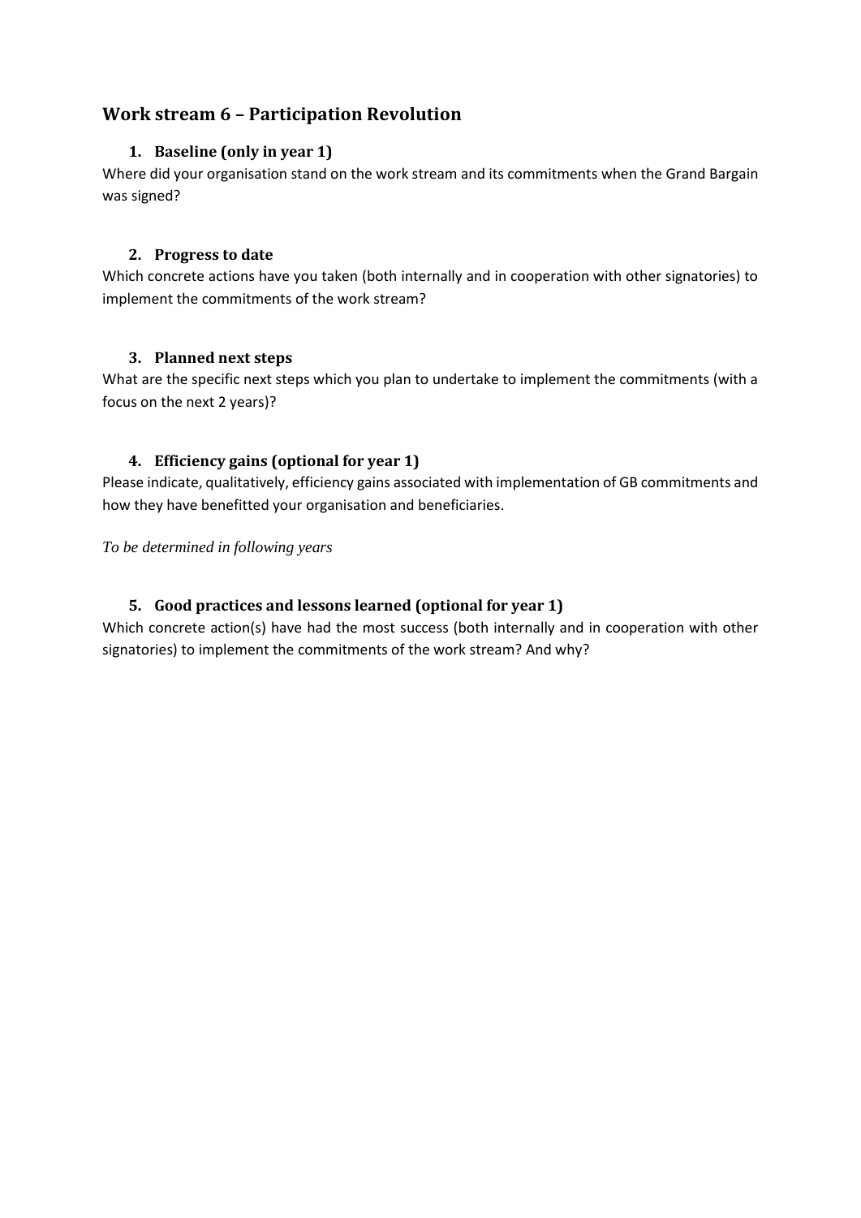## Work stream 6 – Participation Revolution

### 1. Baseline (only in year 1)

Where did your organisation stand on the work stream and its commitments when the Grand Bargain was signed?

### 2. Progress to date

Which concrete actions have you taken (both internally and in cooperation with other signatories) to implement the commitments of the work stream?

### 3. Planned next steps

What are the specific next steps which you plan to undertake to implement the commitments (with a focus on the next 2 years)?

### 4. Efficiency gains (optional for year 1)

Please indicate, qualitatively, efficiency gains associated with implementation of GB commitments and how they have benefitted your organisation and beneficiaries.

*To be determined in following years*

### 5. Good practices and lessons learned (optional for year 1)

Which concrete action(s) have had the most success (both internally and in cooperation with other signatories) to implement the commitments of the work stream? And why?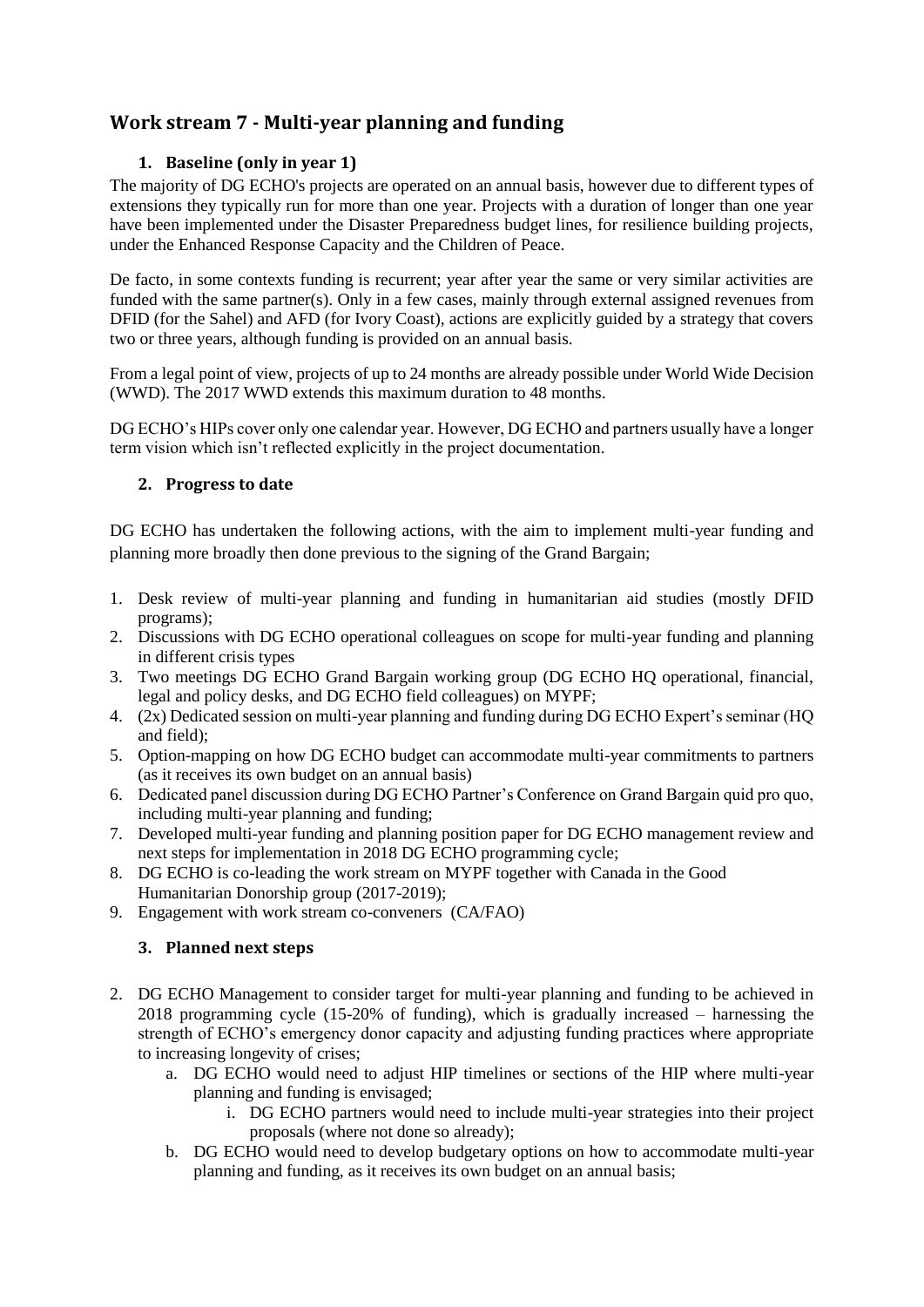## Work stream 7 - Multi-year planning and funding

### 1. Baseline (only in year 1)

The majority of DG ECHO's projects are operated on an annual basis, however due to different types of extensions they typically run for more than one year. Projects with a duration of longer than one year have been implemented under the Disaster Preparedness budget lines, for resilience building projects, under the Enhanced Response Capacity and the Children of Peace.

De facto, in some contexts funding is recurrent; year after year the same or very similar activities are funded with the same partner(s). Only in a few cases, mainly through external assigned revenues from DFID (for the Sahel) and AFD (for Ivory Coast), actions are explicitly guided by a strategy that covers two or three years, although funding is provided on an annual basis.

From a legal point of view, projects of up to 24 months are already possible under World Wide Decision (WWD). The 2017 WWD extends this maximum duration to 48 months.

DG ECHO's HIPs cover only one calendar year. However, DG ECHO and partners usually have a longer term vision which isn't reflected explicitly in the project documentation.

### 2. Progress to date

DG ECHO has undertaken the following actions, with the aim to implement multi-year funding and planning more broadly then done previous to the signing of the Grand Bargain;

1. Desk review of multi-year planning and funding in humanitarian aid studies (mostly DFID programs);
2. Discussions with DG ECHO operational colleagues on scope for multi-year funding and planning in different crisis types
3. Two meetings DG ECHO Grand Bargain working group (DG ECHO HQ operational, financial, legal and policy desks, and DG ECHO field colleagues) on MYPF;
4. (2x) Dedicated session on multi-year planning and funding during DG ECHO Expert's seminar (HQ and field);
5. Option-mapping on how DG ECHO budget can accommodate multi-year commitments to partners (as it receives its own budget on an annual basis)
6. Dedicated panel discussion during DG ECHO Partner's Conference on Grand Bargain quid pro quo, including multi-year planning and funding;
7. Developed multi-year funding and planning position paper for DG ECHO management review and next steps for implementation in 2018 DG ECHO programming cycle;
8. DG ECHO is co-leading the work stream on MYPF together with Canada in the Good Humanitarian Donorship group (2017-2019);
9. Engagement with work stream co-conveners (CA/FAO)

### 3. Planned next steps

2. DG ECHO Management to consider target for multi-year planning and funding to be achieved in 2018 programming cycle (15-20% of funding), which is gradually increased – harnessing the strength of ECHO's emergency donor capacity and adjusting funding practices where appropriate to increasing longevity of crises;
   a. DG ECHO would need to adjust HIP timelines or sections of the HIP where multi-year planning and funding is envisaged;
      i. DG ECHO partners would need to include multi-year strategies into their project proposals (where not done so already);
   b. DG ECHO would need to develop budgetary options on how to accommodate multi-year planning and funding, as it receives its own budget on an annual basis;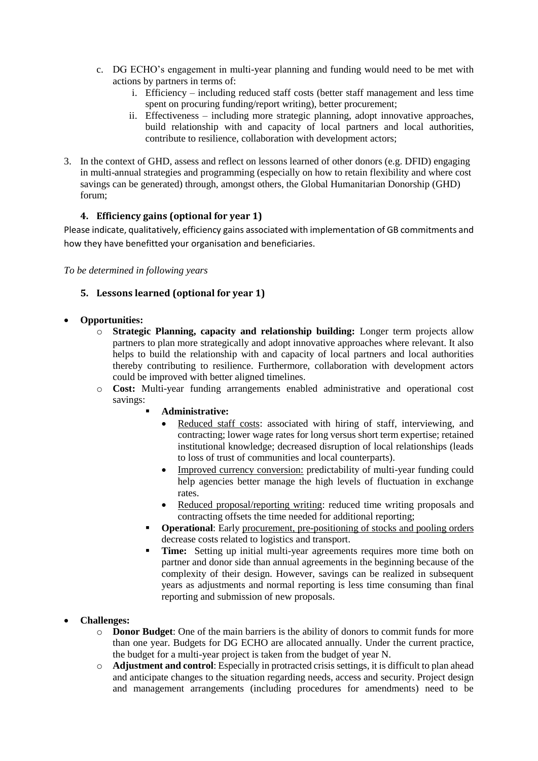c. DG ECHO's engagement in multi-year planning and funding would need to be met with actions by partners in terms of:
   i. Efficiency – including reduced staff costs (better staff management and less time spent on procuring funding/report writing), better procurement;
   ii. Effectiveness – including more strategic planning, adopt innovative approaches, build relationship with and capacity of local partners and local authorities, contribute to resilience, collaboration with development actors;

3. In the context of GHD, assess and reflect on lessons learned of other donors (e.g. DFID) engaging in multi-annual strategies and programming (especially on how to retain flexibility and where cost savings can be generated) through, amongst others, the Global Humanitarian Donorship (GHD) forum;

### 4. Efficiency gains (optional for year 1)

Please indicate, qualitatively, efficiency gains associated with implementation of GB commitments and how they have benefitted your organisation and beneficiaries.

*To be determined in following years*

### 5. Lessons learned (optional for year 1)

- **Opportunities:**
  - **Strategic Planning, capacity and relationship building:** Longer term projects allow partners to plan more strategically and adopt innovative approaches where relevant. It also helps to build the relationship with and capacity of local partners and local authorities thereby contributing to resilience. Furthermore, collaboration with development actors could be improved with better aligned timelines.
  - **Cost:** Multi-year funding arrangements enabled administrative and operational cost savings:
    - **Administrative:**
      - Reduced staff costs: associated with hiring of staff, interviewing, and contracting; lower wage rates for long versus short term expertise; retained institutional knowledge; decreased disruption of local relationships (leads to loss of trust of communities and local counterparts).
      - Improved currency conversion: predictability of multi-year funding could help agencies better manage the high levels of fluctuation in exchange rates.
      - Reduced proposal/reporting writing: reduced time writing proposals and contracting offsets the time needed for additional reporting;
    - **Operational**: Early procurement, pre-positioning of stocks and pooling orders decrease costs related to logistics and transport.
    - **Time:** Setting up initial multi-year agreements requires more time both on partner and donor side than annual agreements in the beginning because of the complexity of their design. However, savings can be realized in subsequent years as adjustments and normal reporting is less time consuming than final reporting and submission of new proposals.

- **Challenges:**
  - **Donor Budget**: One of the main barriers is the ability of donors to commit funds for more than one year. Budgets for DG ECHO are allocated annually. Under the current practice, the budget for a multi-year project is taken from the budget of year N.
  - **Adjustment and control**: Especially in protracted crisis settings, it is difficult to plan ahead and anticipate changes to the situation regarding needs, access and security. Project design and management arrangements (including procedures for amendments) need to be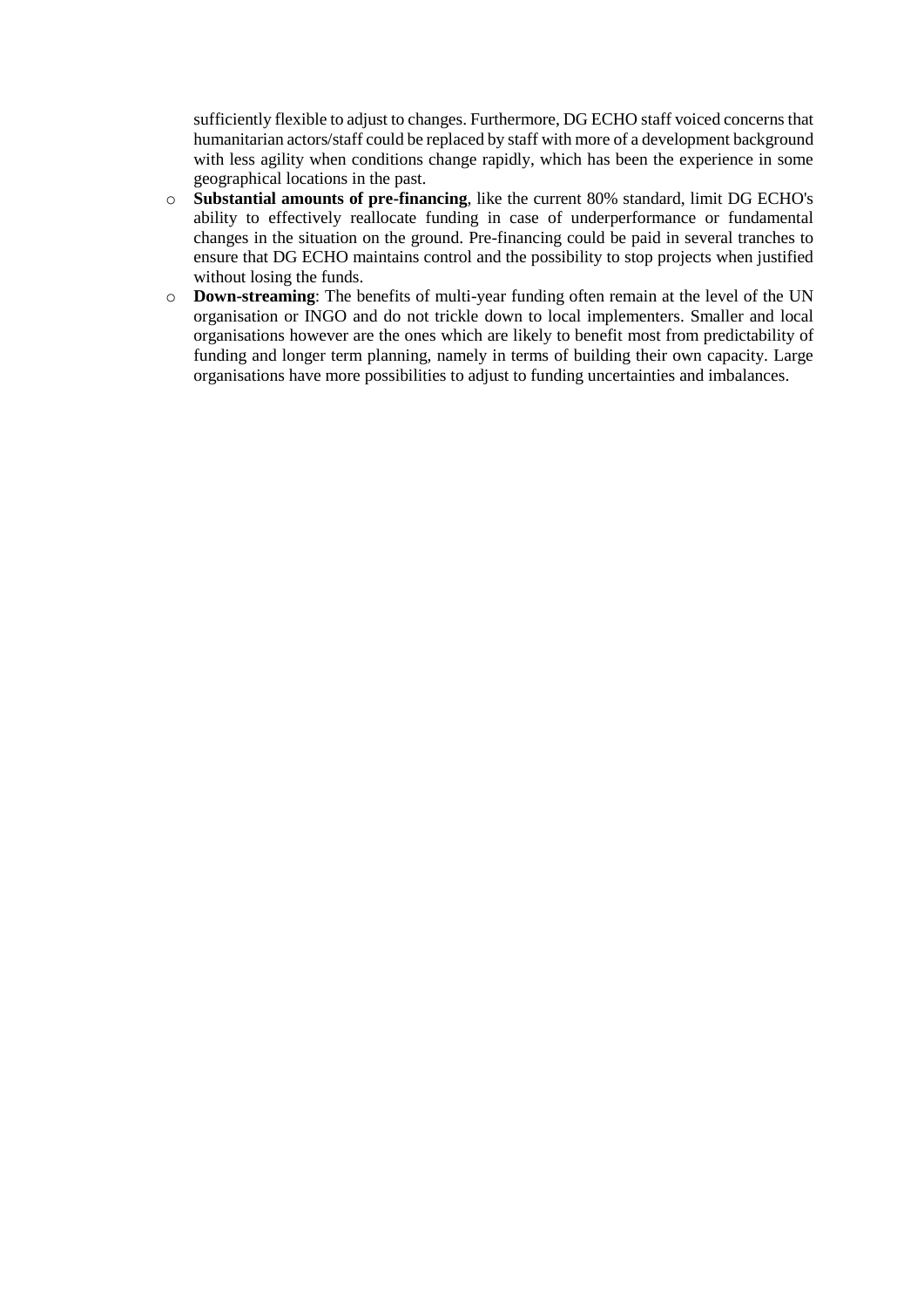sufficiently flexible to adjust to changes. Furthermore, DG ECHO staff voiced concerns that humanitarian actors/staff could be replaced by staff with more of a development background with less agility when conditions change rapidly, which has been the experience in some geographical locations in the past.

- **Substantial amounts of pre-financing**, like the current 80% standard, limit DG ECHO's ability to effectively reallocate funding in case of underperformance or fundamental changes in the situation on the ground. Pre-financing could be paid in several tranches to ensure that DG ECHO maintains control and the possibility to stop projects when justified without losing the funds.
- **Down-streaming**: The benefits of multi-year funding often remain at the level of the UN organisation or INGO and do not trickle down to local implementers. Smaller and local organisations however are the ones which are likely to benefit most from predictability of funding and longer term planning, namely in terms of building their own capacity. Large organisations have more possibilities to adjust to funding uncertainties and imbalances.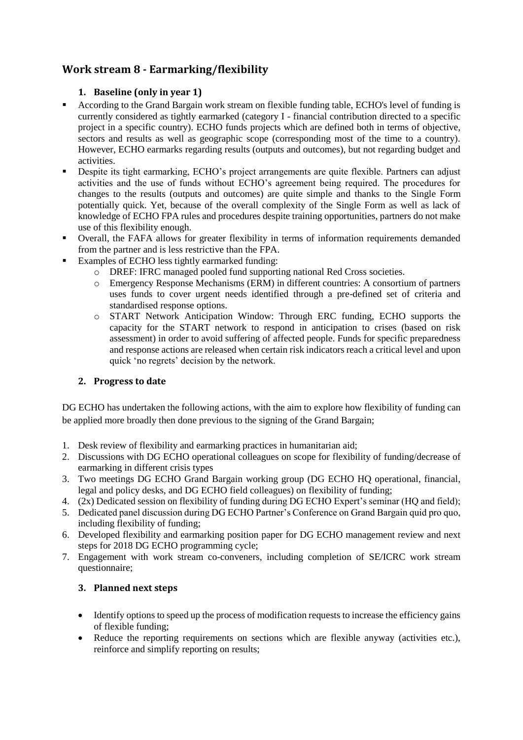## Work stream 8 - Earmarking/flexibility

### 1. Baseline (only in year 1)

- According to the Grand Bargain work stream on flexible funding table, ECHO's level of funding is currently considered as tightly earmarked (category I - financial contribution directed to a specific project in a specific country). ECHO funds projects which are defined both in terms of objective, sectors and results as well as geographic scope (corresponding most of the time to a country). However, ECHO earmarks regarding results (outputs and outcomes), but not regarding budget and activities.
- Despite its tight earmarking, ECHO's project arrangements are quite flexible. Partners can adjust activities and the use of funds without ECHO's agreement being required. The procedures for changes to the results (outputs and outcomes) are quite simple and thanks to the Single Form potentially quick. Yet, because of the overall complexity of the Single Form as well as lack of knowledge of ECHO FPA rules and procedures despite training opportunities, partners do not make use of this flexibility enough.
- Overall, the FAFA allows for greater flexibility in terms of information requirements demanded from the partner and is less restrictive than the FPA.
- Examples of ECHO less tightly earmarked funding:
  - DREF: IFRC managed pooled fund supporting national Red Cross societies.
  - Emergency Response Mechanisms (ERM) in different countries: A consortium of partners uses funds to cover urgent needs identified through a pre-defined set of criteria and standardised response options.
  - START Network Anticipation Window: Through ERC funding, ECHO supports the capacity for the START network to respond in anticipation to crises (based on risk assessment) in order to avoid suffering of affected people. Funds for specific preparedness and response actions are released when certain risk indicators reach a critical level and upon quick 'no regrets' decision by the network.

### 2. Progress to date

DG ECHO has undertaken the following actions, with the aim to explore how flexibility of funding can be applied more broadly then done previous to the signing of the Grand Bargain;

1. Desk review of flexibility and earmarking practices in humanitarian aid;
2. Discussions with DG ECHO operational colleagues on scope for flexibility of funding/decrease of earmarking in different crisis types
3. Two meetings DG ECHO Grand Bargain working group (DG ECHO HQ operational, financial, legal and policy desks, and DG ECHO field colleagues) on flexibility of funding;
4. (2x) Dedicated session on flexibility of funding during DG ECHO Expert's seminar (HQ and field);
5. Dedicated panel discussion during DG ECHO Partner's Conference on Grand Bargain quid pro quo, including flexibility of funding;
6. Developed flexibility and earmarking position paper for DG ECHO management review and next steps for 2018 DG ECHO programming cycle;
7. Engagement with work stream co-conveners, including completion of SE/ICRC work stream questionnaire;

### 3. Planned next steps

- Identify options to speed up the process of modification requests to increase the efficiency gains of flexible funding;
- Reduce the reporting requirements on sections which are flexible anyway (activities etc.), reinforce and simplify reporting on results;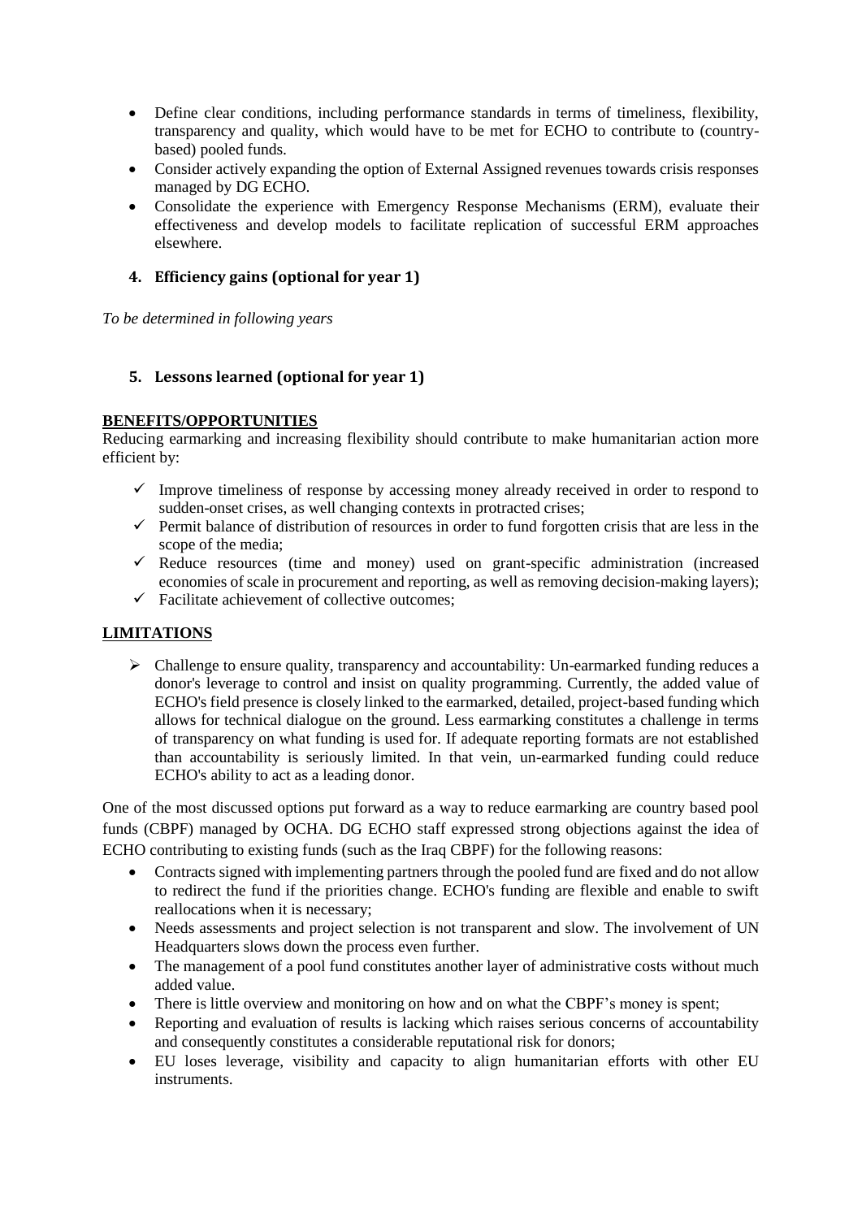- Define clear conditions, including performance standards in terms of timeliness, flexibility, transparency and quality, which would have to be met for ECHO to contribute to (country-based) pooled funds.
- Consider actively expanding the option of External Assigned revenues towards crisis responses managed by DG ECHO.
- Consolidate the experience with Emergency Response Mechanisms (ERM), evaluate their effectiveness and develop models to facilitate replication of successful ERM approaches elsewhere.

### 4. Efficiency gains (optional for year 1)

*To be determined in following years*

### 5. Lessons learned (optional for year 1)

**BENEFITS/OPPORTUNITIES**

Reducing earmarking and increasing flexibility should contribute to make humanitarian action more efficient by:

- ✓ Improve timeliness of response by accessing money already received in order to respond to sudden-onset crises, as well changing contexts in protracted crises;
- ✓ Permit balance of distribution of resources in order to fund forgotten crisis that are less in the scope of the media;
- ✓ Reduce resources (time and money) used on grant-specific administration (increased economies of scale in procurement and reporting, as well as removing decision-making layers);
- ✓ Facilitate achievement of collective outcomes;

**LIMITATIONS**

- ➢ Challenge to ensure quality, transparency and accountability: Un-earmarked funding reduces a donor's leverage to control and insist on quality programming. Currently, the added value of ECHO's field presence is closely linked to the earmarked, detailed, project-based funding which allows for technical dialogue on the ground. Less earmarking constitutes a challenge in terms of transparency on what funding is used for. If adequate reporting formats are not established than accountability is seriously limited. In that vein, un-earmarked funding could reduce ECHO's ability to act as a leading donor.

One of the most discussed options put forward as a way to reduce earmarking are country based pool funds (CBPF) managed by OCHA. DG ECHO staff expressed strong objections against the idea of ECHO contributing to existing funds (such as the Iraq CBPF) for the following reasons:

- Contracts signed with implementing partners through the pooled fund are fixed and do not allow to redirect the fund if the priorities change. ECHO's funding are flexible and enable to swift reallocations when it is necessary;
- Needs assessments and project selection is not transparent and slow. The involvement of UN Headquarters slows down the process even further.
- The management of a pool fund constitutes another layer of administrative costs without much added value.
- There is little overview and monitoring on how and on what the CBPF's money is spent;
- Reporting and evaluation of results is lacking which raises serious concerns of accountability and consequently constitutes a considerable reputational risk for donors;
- EU loses leverage, visibility and capacity to align humanitarian efforts with other EU instruments.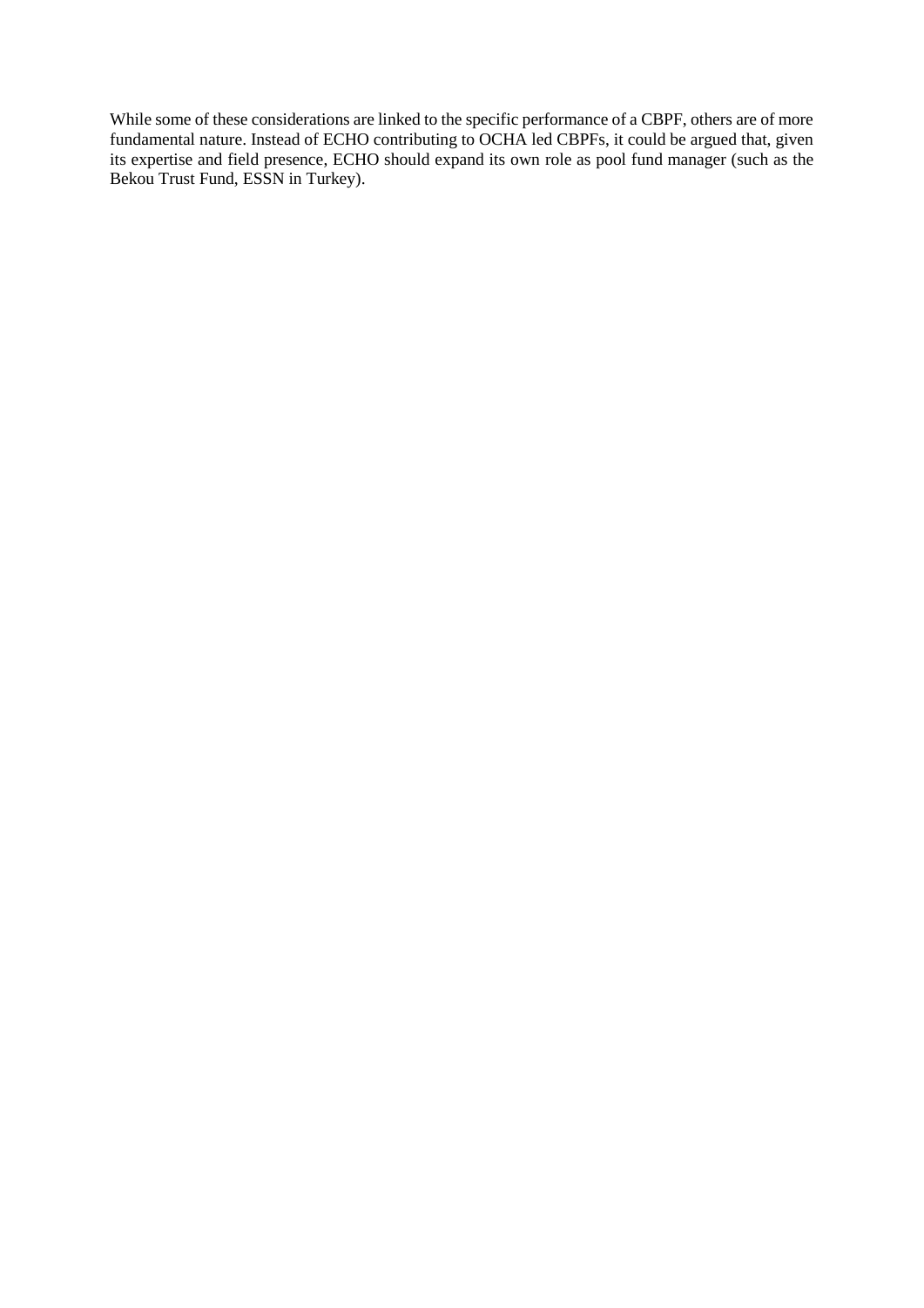While some of these considerations are linked to the specific performance of a CBPF, others are of more fundamental nature. Instead of ECHO contributing to OCHA led CBPFs, it could be argued that, given its expertise and field presence, ECHO should expand its own role as pool fund manager (such as the Bekou Trust Fund, ESSN in Turkey).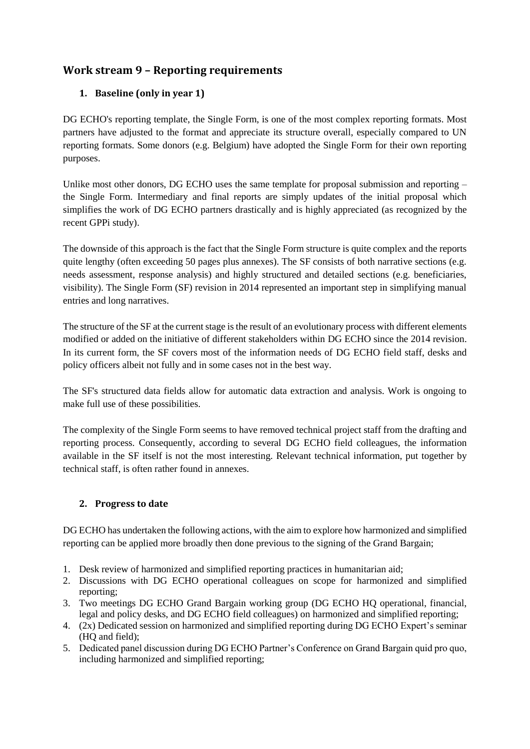## Work stream 9 – Reporting requirements

### 1. Baseline (only in year 1)

DG ECHO's reporting template, the Single Form, is one of the most complex reporting formats. Most partners have adjusted to the format and appreciate its structure overall, especially compared to UN reporting formats. Some donors (e.g. Belgium) have adopted the Single Form for their own reporting purposes.

Unlike most other donors, DG ECHO uses the same template for proposal submission and reporting – the Single Form. Intermediary and final reports are simply updates of the initial proposal which simplifies the work of DG ECHO partners drastically and is highly appreciated (as recognized by the recent GPPi study).

The downside of this approach is the fact that the Single Form structure is quite complex and the reports quite lengthy (often exceeding 50 pages plus annexes). The SF consists of both narrative sections (e.g. needs assessment, response analysis) and highly structured and detailed sections (e.g. beneficiaries, visibility). The Single Form (SF) revision in 2014 represented an important step in simplifying manual entries and long narratives.

The structure of the SF at the current stage is the result of an evolutionary process with different elements modified or added on the initiative of different stakeholders within DG ECHO since the 2014 revision. In its current form, the SF covers most of the information needs of DG ECHO field staff, desks and policy officers albeit not fully and in some cases not in the best way.

The SF's structured data fields allow for automatic data extraction and analysis. Work is ongoing to make full use of these possibilities.

The complexity of the Single Form seems to have removed technical project staff from the drafting and reporting process. Consequently, according to several DG ECHO field colleagues, the information available in the SF itself is not the most interesting. Relevant technical information, put together by technical staff, is often rather found in annexes.

### 2. Progress to date

DG ECHO has undertaken the following actions, with the aim to explore how harmonized and simplified reporting can be applied more broadly then done previous to the signing of the Grand Bargain;

1. Desk review of harmonized and simplified reporting practices in humanitarian aid;
2. Discussions with DG ECHO operational colleagues on scope for harmonized and simplified reporting;
3. Two meetings DG ECHO Grand Bargain working group (DG ECHO HQ operational, financial, legal and policy desks, and DG ECHO field colleagues) on harmonized and simplified reporting;
4. (2x) Dedicated session on harmonized and simplified reporting during DG ECHO Expert's seminar (HQ and field);
5. Dedicated panel discussion during DG ECHO Partner's Conference on Grand Bargain quid pro quo, including harmonized and simplified reporting;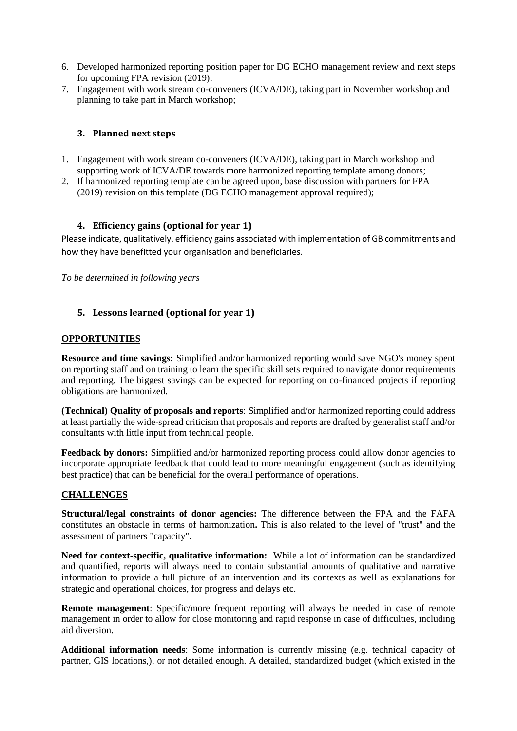6. Developed harmonized reporting position paper for DG ECHO management review and next steps for upcoming FPA revision (2019);
7. Engagement with work stream co-conveners (ICVA/DE), taking part in November workshop and planning to take part in March workshop;

### 3. Planned next steps

1. Engagement with work stream co-conveners (ICVA/DE), taking part in March workshop and supporting work of ICVA/DE towards more harmonized reporting template among donors;
2. If harmonized reporting template can be agreed upon, base discussion with partners for FPA (2019) revision on this template (DG ECHO management approval required);

### 4. Efficiency gains (optional for year 1)

Please indicate, qualitatively, efficiency gains associated with implementation of GB commitments and how they have benefitted your organisation and beneficiaries.

*To be determined in following years*

### 5. Lessons learned (optional for year 1)

**OPPORTUNITIES**

**Resource and time savings:** Simplified and/or harmonized reporting would save NGO's money spent on reporting staff and on training to learn the specific skill sets required to navigate donor requirements and reporting. The biggest savings can be expected for reporting on co-financed projects if reporting obligations are harmonized.

**(Technical) Quality of proposals and reports**: Simplified and/or harmonized reporting could address at least partially the wide-spread criticism that proposals and reports are drafted by generalist staff and/or consultants with little input from technical people.

**Feedback by donors:** Simplified and/or harmonized reporting process could allow donor agencies to incorporate appropriate feedback that could lead to more meaningful engagement (such as identifying best practice) that can be beneficial for the overall performance of operations.

**CHALLENGES**

**Structural/legal constraints of donor agencies:** The difference between the FPA and the FAFA constitutes an obstacle in terms of harmonization**.** This is also related to the level of "trust" and the assessment of partners "capacity"**.**

**Need for context-specific, qualitative information:** While a lot of information can be standardized and quantified, reports will always need to contain substantial amounts of qualitative and narrative information to provide a full picture of an intervention and its contexts as well as explanations for strategic and operational choices, for progress and delays etc.

**Remote management**: Specific/more frequent reporting will always be needed in case of remote management in order to allow for close monitoring and rapid response in case of difficulties, including aid diversion.

**Additional information needs**: Some information is currently missing (e.g. technical capacity of partner, GIS locations,), or not detailed enough. A detailed, standardized budget (which existed in the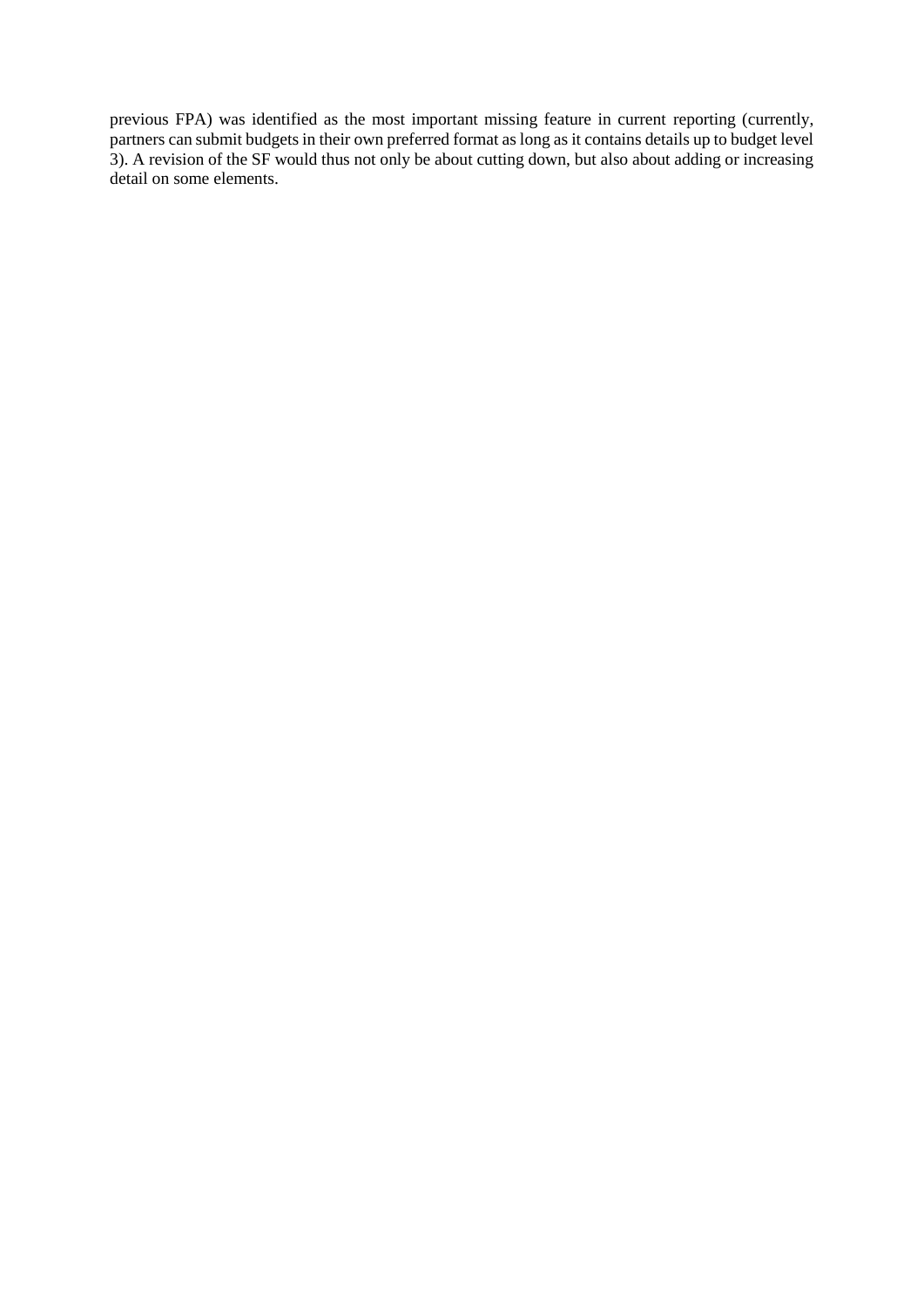previous FPA) was identified as the most important missing feature in current reporting (currently, partners can submit budgets in their own preferred format as long as it contains details up to budget level 3). A revision of the SF would thus not only be about cutting down, but also about adding or increasing detail on some elements.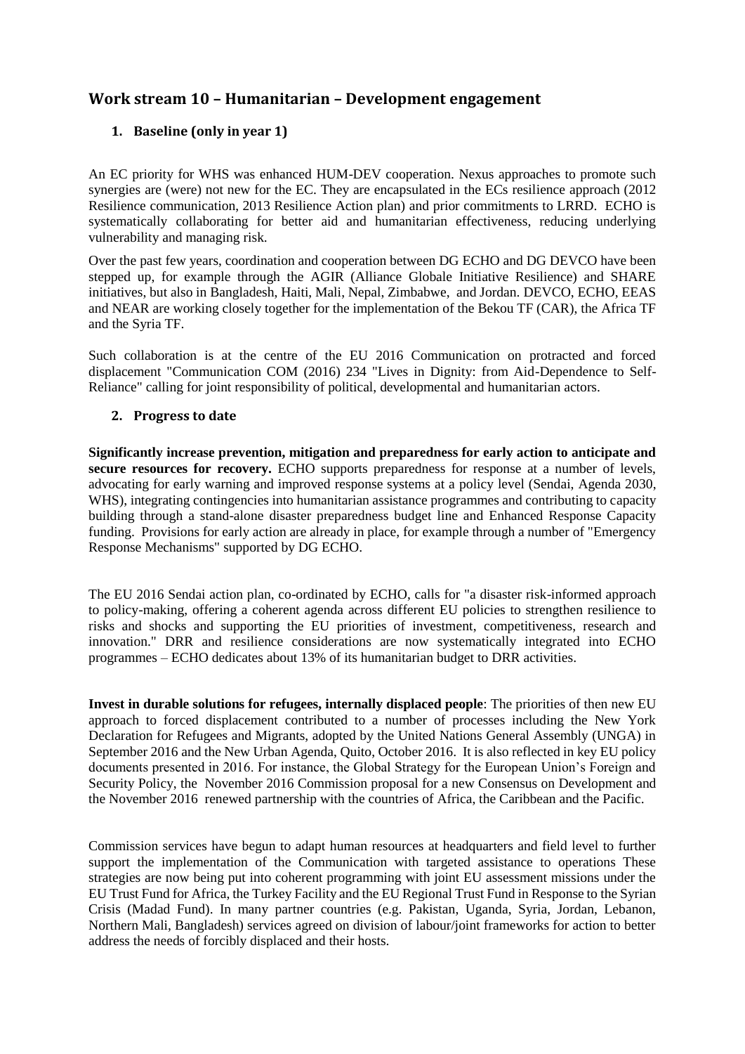## Work stream 10 – Humanitarian – Development engagement

### 1. Baseline (only in year 1)

An EC priority for WHS was enhanced HUM-DEV cooperation. Nexus approaches to promote such synergies are (were) not new for the EC. They are encapsulated in the ECs resilience approach (2012 Resilience communication, 2013 Resilience Action plan) and prior commitments to LRRD. ECHO is systematically collaborating for better aid and humanitarian effectiveness, reducing underlying vulnerability and managing risk.

Over the past few years, coordination and cooperation between DG ECHO and DG DEVCO have been stepped up, for example through the AGIR (Alliance Globale Initiative Resilience) and SHARE initiatives, but also in Bangladesh, Haiti, Mali, Nepal, Zimbabwe, and Jordan. DEVCO, ECHO, EEAS and NEAR are working closely together for the implementation of the Bekou TF (CAR), the Africa TF and the Syria TF.

Such collaboration is at the centre of the EU 2016 Communication on protracted and forced displacement "Communication COM (2016) 234 "Lives in Dignity: from Aid-Dependence to Self-Reliance" calling for joint responsibility of political, developmental and humanitarian actors.

### 2. Progress to date

**Significantly increase prevention, mitigation and preparedness for early action to anticipate and secure resources for recovery.** ECHO supports preparedness for response at a number of levels, advocating for early warning and improved response systems at a policy level (Sendai, Agenda 2030, WHS), integrating contingencies into humanitarian assistance programmes and contributing to capacity building through a stand-alone disaster preparedness budget line and Enhanced Response Capacity funding. Provisions for early action are already in place, for example through a number of "Emergency Response Mechanisms" supported by DG ECHO.

The EU 2016 Sendai action plan, co-ordinated by ECHO, calls for "a disaster risk-informed approach to policy-making, offering a coherent agenda across different EU policies to strengthen resilience to risks and shocks and supporting the EU priorities of investment, competitiveness, research and innovation." DRR and resilience considerations are now systematically integrated into ECHO programmes – ECHO dedicates about 13% of its humanitarian budget to DRR activities.

**Invest in durable solutions for refugees, internally displaced people**: The priorities of then new EU approach to forced displacement contributed to a number of processes including the New York Declaration for Refugees and Migrants, adopted by the United Nations General Assembly (UNGA) in September 2016 and the New Urban Agenda, Quito, October 2016. It is also reflected in key EU policy documents presented in 2016. For instance, the Global Strategy for the European Union's Foreign and Security Policy, the November 2016 Commission proposal for a new Consensus on Development and the November 2016 renewed partnership with the countries of Africa, the Caribbean and the Pacific.

Commission services have begun to adapt human resources at headquarters and field level to further support the implementation of the Communication with targeted assistance to operations These strategies are now being put into coherent programming with joint EU assessment missions under the EU Trust Fund for Africa, the Turkey Facility and the EU Regional Trust Fund in Response to the Syrian Crisis (Madad Fund). In many partner countries (e.g. Pakistan, Uganda, Syria, Jordan, Lebanon, Northern Mali, Bangladesh) services agreed on division of labour/joint frameworks for action to better address the needs of forcibly displaced and their hosts.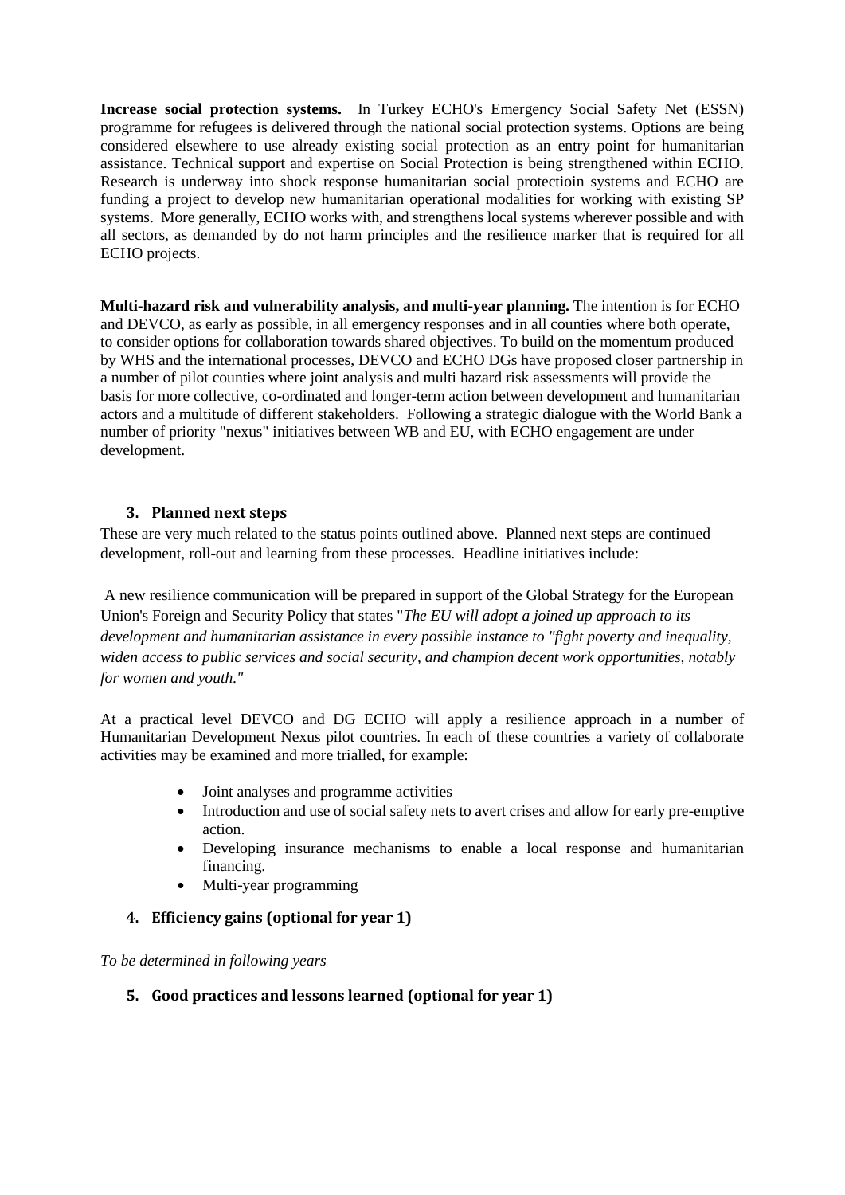**Increase social protection systems.** In Turkey ECHO's Emergency Social Safety Net (ESSN) programme for refugees is delivered through the national social protection systems. Options are being considered elsewhere to use already existing social protection as an entry point for humanitarian assistance. Technical support and expertise on Social Protection is being strengthened within ECHO. Research is underway into shock response humanitarian social protectioin systems and ECHO are funding a project to develop new humanitarian operational modalities for working with existing SP systems. More generally, ECHO works with, and strengthens local systems wherever possible and with all sectors, as demanded by do not harm principles and the resilience marker that is required for all ECHO projects.

**Multi-hazard risk and vulnerability analysis, and multi-year planning.** The intention is for ECHO and DEVCO, as early as possible, in all emergency responses and in all counties where both operate, to consider options for collaboration towards shared objectives. To build on the momentum produced by WHS and the international processes, DEVCO and ECHO DGs have proposed closer partnership in a number of pilot counties where joint analysis and multi hazard risk assessments will provide the basis for more collective, co-ordinated and longer-term action between development and humanitarian actors and a multitude of different stakeholders. Following a strategic dialogue with the World Bank a number of priority "nexus" initiatives between WB and EU, with ECHO engagement are under development.

### 3. Planned next steps

These are very much related to the status points outlined above. Planned next steps are continued development, roll-out and learning from these processes. Headline initiatives include:

A new resilience communication will be prepared in support of the Global Strategy for the European Union's Foreign and Security Policy that states "*The EU will adopt a joined up approach to its development and humanitarian assistance in every possible instance to "fight poverty and inequality, widen access to public services and social security, and champion decent work opportunities, notably for women and youth."*

At a practical level DEVCO and DG ECHO will apply a resilience approach in a number of Humanitarian Development Nexus pilot countries. In each of these countries a variety of collaborate activities may be examined and more trialled, for example:

- Joint analyses and programme activities
- Introduction and use of social safety nets to avert crises and allow for early pre-emptive action.
- Developing insurance mechanisms to enable a local response and humanitarian financing.
- Multi-year programming

### 4. Efficiency gains (optional for year 1)

*To be determined in following years*

### 5. Good practices and lessons learned (optional for year 1)